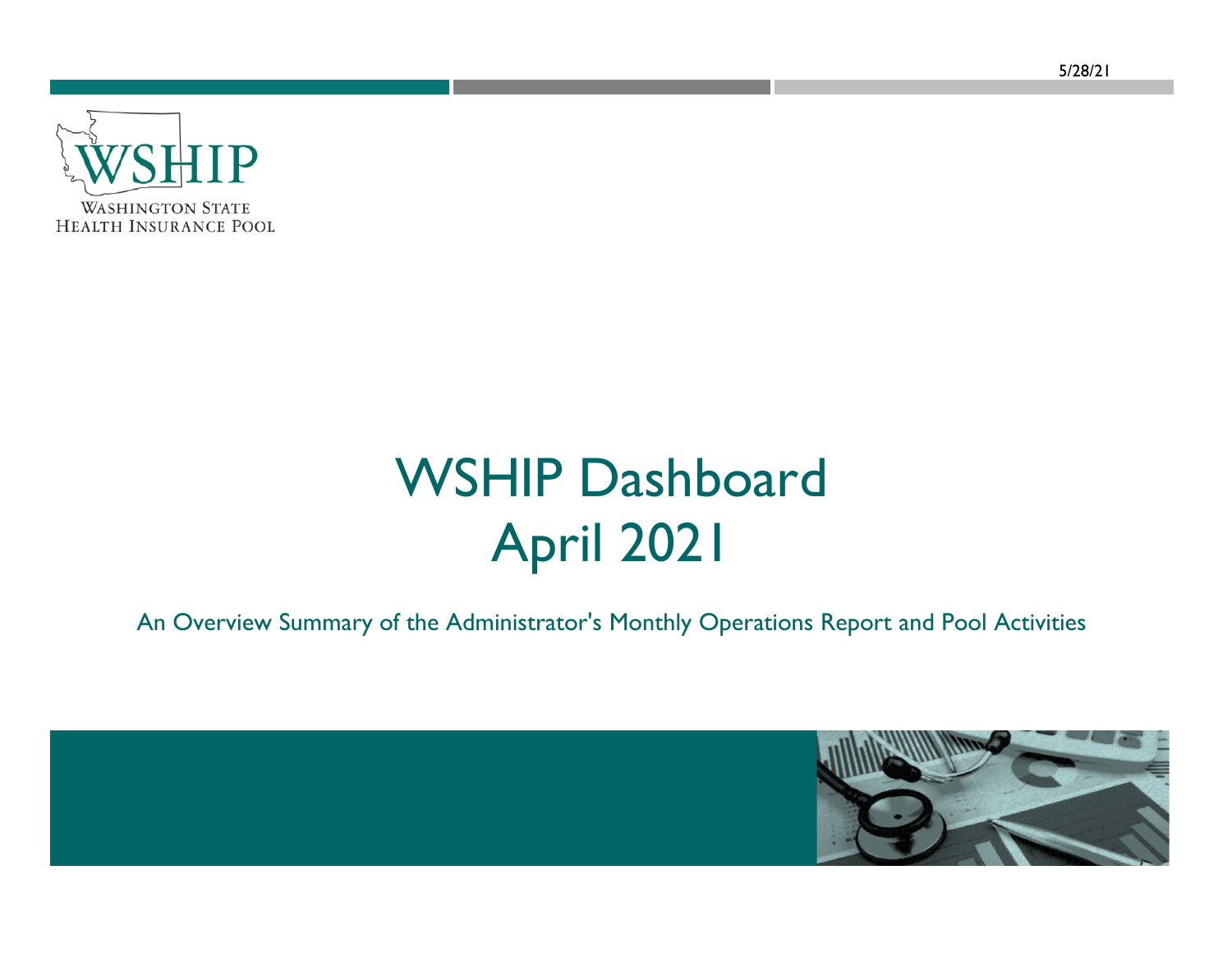5/28/21

WSHIP

WASHINGTON STATE
HEALTH INSURANCE POOL

# WSHIP Dashboard
# April 2021

An Overview Summary of the Administrator's Monthly Operations Report and Pool Activities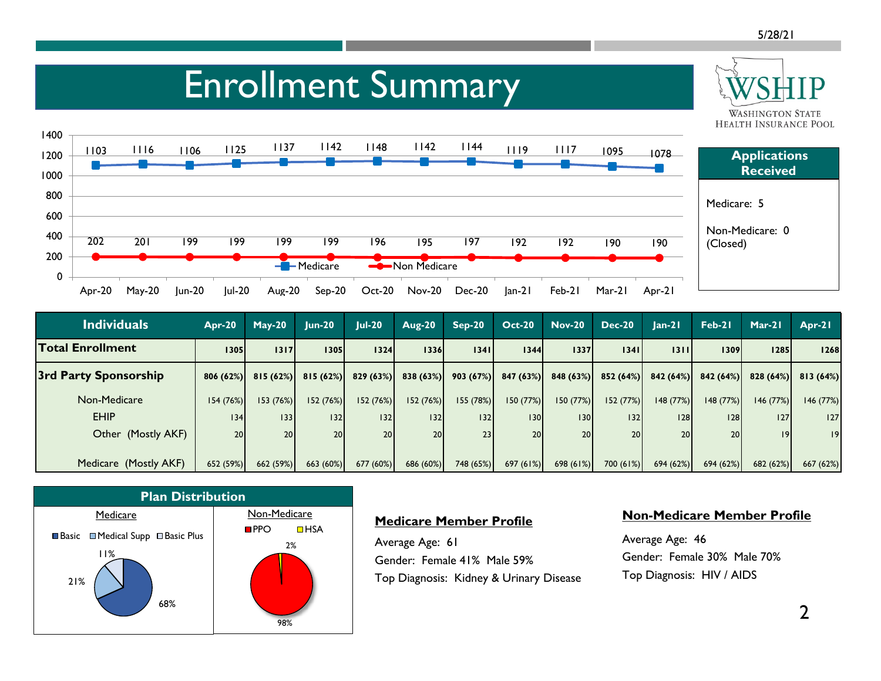# Enrollment Summary

| | Apr-20 | May-20 | Jun-20 | Jul-20 | Aug-20 | Sep-20 | Oct-20 | Nov-20 | Dec-20 | Jan-21 | Feb-21 | Mar-21 | Apr-21 |
|---|---|---|---|---|---|---|---|---|---|---|---|---|---|
| Medicare | 1103 | 1116 | 1106 | 1125 | 1137 | 1142 | 1148 | 1142 | 1144 | 1119 | 1117 | 1095 | 1078 |
| Non Medicare | 202 | 201 | 199 | 199 | 199 | 199 | 196 | 195 | 197 | 192 | 192 | 190 | 190 |

## Applications Received

Medicare: 5

Non-Medicare: 0 (Closed)

| Individuals | Apr-20 | May-20 | Jun-20 | Jul-20 | Aug-20 | Sep-20 | Oct-20 | Nov-20 | Dec-20 | Jan-21 | Feb-21 | Mar-21 | Apr-21 |
|---|---|---|---|---|---|---|---|---|---|---|---|---|---|
| **Total Enrollment** | **1305** | **1317** | **1305** | **1324** | **1336** | **1341** | **1344** | **1337** | **1341** | **1311** | **1309** | **1285** | **1268** |
| **3rd Party Sponsorship** | **806 (62%)** | **815 (62%)** | **815 (62%)** | **829 (63%)** | **838 (63%)** | **903 (67%)** | **847 (63%)** | **848 (63%)** | **852 (64%)** | **842 (64%)** | **842 (64%)** | **828 (64%)** | **813 (64%)** |
| Non-Medicare | 154 (76%) | 153 (76%) | 152 (76%) | 152 (76%) | 152 (76%) | 155 (78%) | 150 (77%) | 150 (77%) | 152 (77%) | 148 (77%) | 148 (77%) | 146 (77%) | 146 (77%) |
| EHIP | 134 | 133 | 132 | 132 | 132 | 132 | 130 | 130 | 132 | 128 | 128 | 127 | 127 |
| Other (Mostly AKF) | 20 | 20 | 20 | 20 | 20 | 23 | 20 | 20 | 20 | 20 | 20 | 19 | 19 |
| Medicare (Mostly AKF) | 652 (59%) | 662 (59%) | 663 (60%) | 677 (60%) | 686 (60%) | 748 (65%) | 697 (61%) | 698 (61%) | 700 (61%) | 694 (62%) | 694 (62%) | 682 (62%) | 667 (62%) |

## Plan Distribution

**Medicare:** Basic 68%, Medical Supp 21%, Basic Plus 11%

**Non-Medicare:** PPO 98%, HSA 2%

### Medicare Member Profile

Average Age: 61

Gender: Female 41% Male 59%

Top Diagnosis: Kidney & Urinary Disease

### Non-Medicare Member Profile

Average Age: 46

Gender: Female 30% Male 70%

Top Diagnosis: HIV / AIDS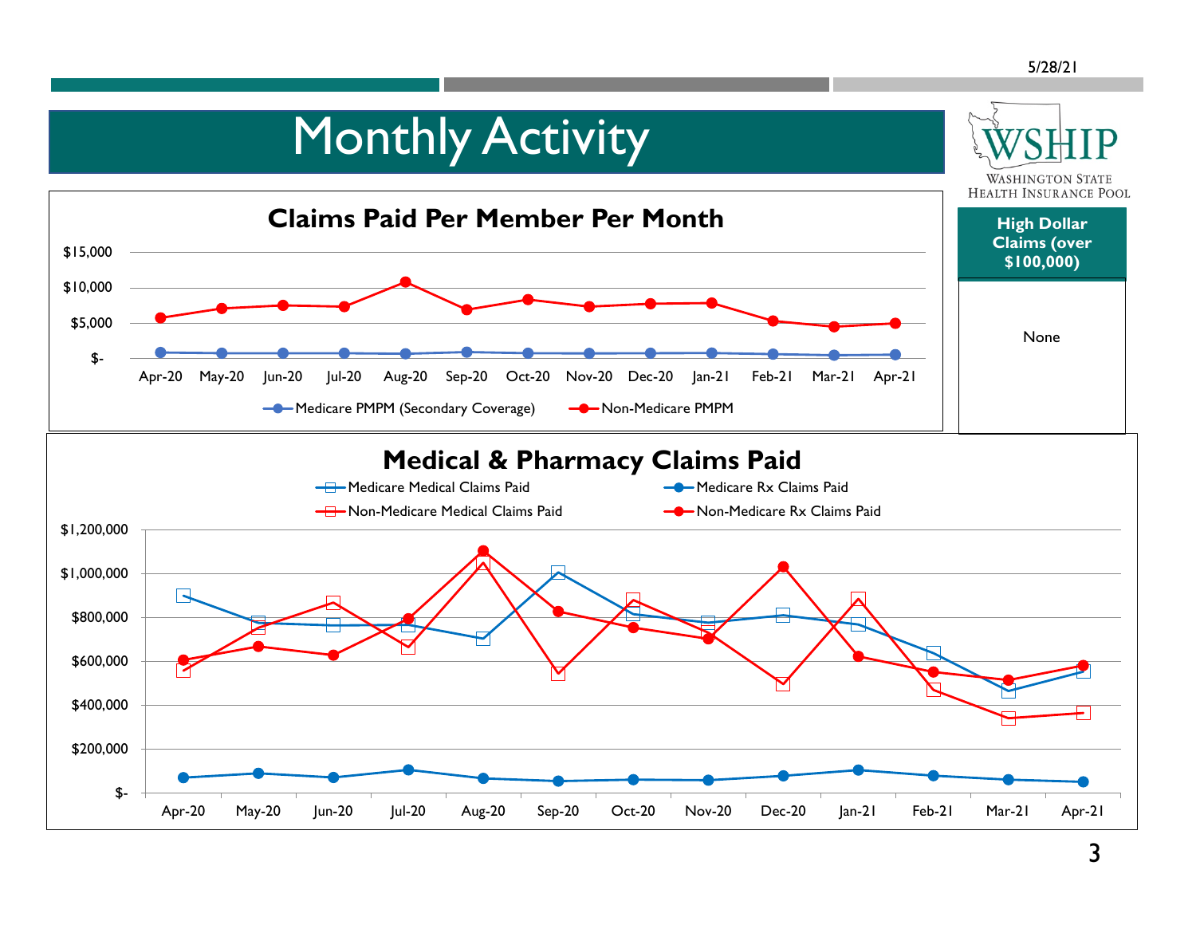# Monthly Activity

WSHIP — Washington State Health Insurance Pool

## Claims Paid Per Member Per Month

Series: Medicare PMPM (Secondary Coverage); Non-Medicare PMPM

Months: Apr-20, May-20, Jun-20, Jul-20, Aug-20, Sep-20, Oct-20, Nov-20, Dec-20, Jan-21, Feb-21, Mar-21, Apr-21

Y-axis: $-, $5,000, $10,000, $15,000

| High Dollar Claims (over $100,000) |
| --- |
| None |

## Medical & Pharmacy Claims Paid

Series: Medicare Medical Claims Paid; Medicare Rx Claims Paid; Non-Medicare Medical Claims Paid; Non-Medicare Rx Claims Paid

Months: Apr-20, May-20, Jun-20, Jul-20, Aug-20, Sep-20, Oct-20, Nov-20, Dec-20, Jan-21, Feb-21, Mar-21, Apr-21

Y-axis: $-, $200,000, $400,000, $600,000, $800,000, $1,000,000, $1,200,000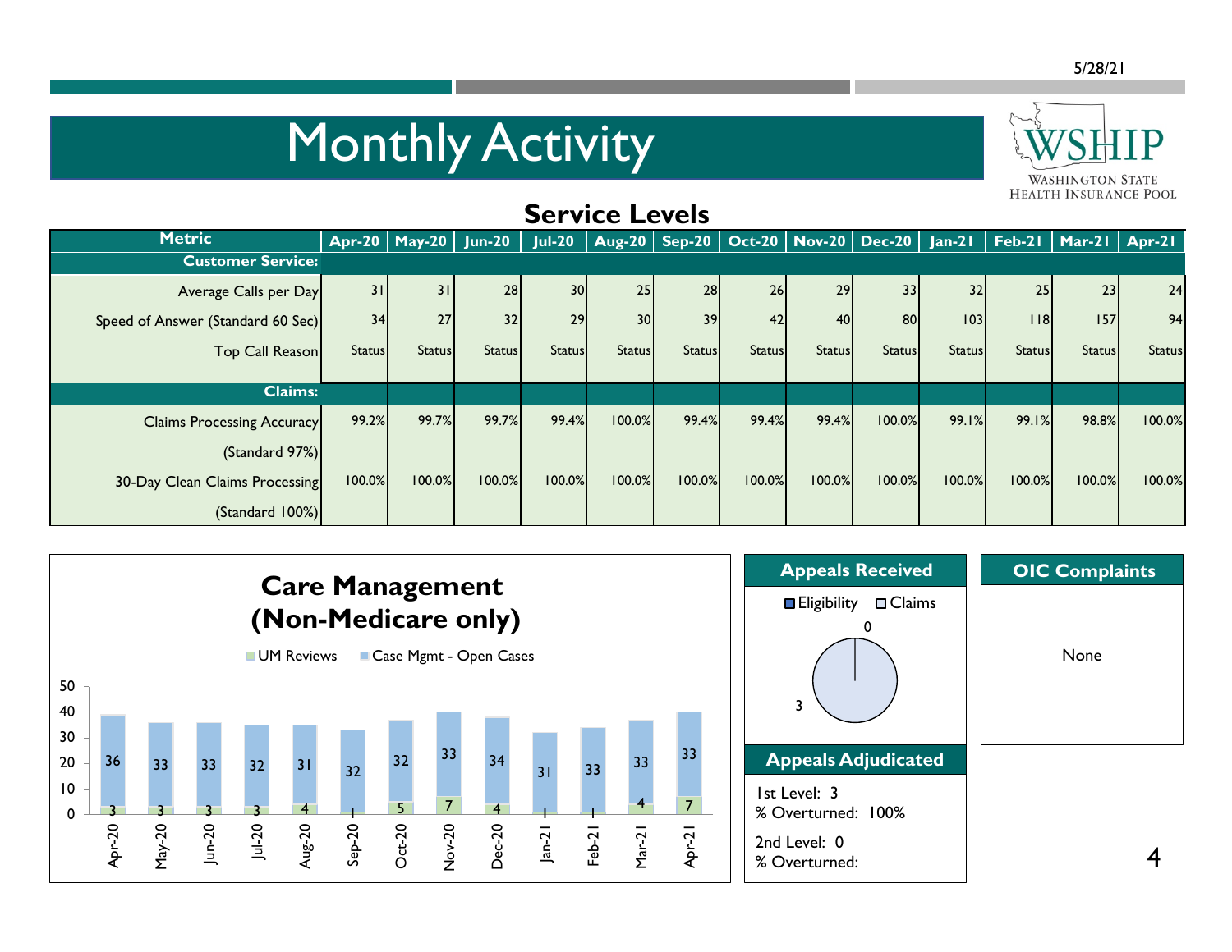# Monthly Activity

## Service Levels

| Metric | Apr-20 | May-20 | Jun-20 | Jul-20 | Aug-20 | Sep-20 | Oct-20 | Nov-20 | Dec-20 | Jan-21 | Feb-21 | Mar-21 | Apr-21 |
|---|---|---|---|---|---|---|---|---|---|---|---|---|---|
| **Customer Service:** | | | | | | | | | | | | | |
| Average Calls per Day | 31 | 31 | 28 | 30 | 25 | 28 | 26 | 29 | 33 | 32 | 25 | 23 | 24 |
| Speed of Answer (Standard 60 Sec) | 34 | 27 | 32 | 29 | 30 | 39 | 42 | 40 | 80 | 103 | 118 | 157 | 94 |
| Top Call Reason | Status | Status | Status | Status | Status | Status | Status | Status | Status | Status | Status | Status | Status |
| **Claims:** | | | | | | | | | | | | | |
| Claims Processing Accuracy (Standard 97%) | 99.2% | 99.7% | 99.7% | 99.4% | 100.0% | 99.4% | 99.4% | 99.4% | 100.0% | 99.1% | 99.1% | 98.8% | 100.0% |
| 30-Day Clean Claims Processing (Standard 100%) | 100.0% | 100.0% | 100.0% | 100.0% | 100.0% | 100.0% | 100.0% | 100.0% | 100.0% | 100.0% | 100.0% | 100.0% | 100.0% |

## Care Management (Non-Medicare only)

| Month | UM Reviews | Case Mgmt - Open Cases |
|---|---|---|
| Apr-20 | 3 | 36 |
| May-20 | 3 | 33 |
| Jun-20 | 3 | 33 |
| Jul-20 | 3 | 32 |
| Aug-20 | 4 | 31 |
| Sep-20 | 1 | 32 |
| Oct-20 | 5 | 32 |
| Nov-20 | 7 | 33 |
| Dec-20 | 4 | 34 |
| Jan-21 | 1 | 31 |
| Feb-21 | 1 | 33 |
| Mar-21 | 4 | 33 |
| Apr-21 | 7 | 33 |

## Appeals Received

- Eligibility: 0
- Claims: 3

## Appeals Adjudicated

1st Level: 3
% Overturned: 100%

2nd Level: 0
% Overturned:

## OIC Complaints

None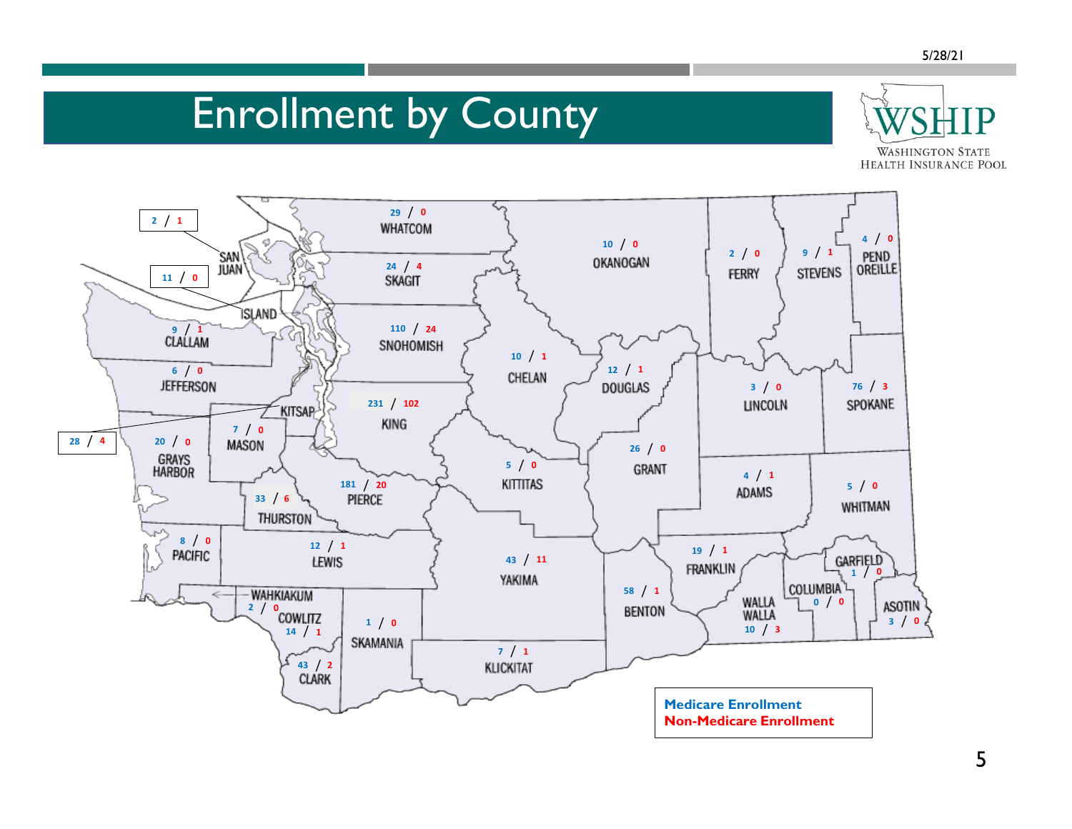# Enrollment by County

WSHIP
WASHINGTON STATE
HEALTH INSURANCE POOL

5/28/21

2 / 1
SAN JUAN

11 / 0
ISLAND

29 / 0
WHATCOM

24 / 4
SKAGIT

10 / 0
OKANOGAN

2 / 0
FERRY

9 / 1
STEVENS

4 / 0
PEND OREILLE

9 / 1
CLALLAM

6 / 0
JEFFERSON

110 / 24
SNOHOMISH

10 / 1
CHELAN

12 / 1
DOUGLAS

3 / 0
LINCOLN

76 / 3
SPOKANE

28 / 4
KITSAP

231 / 102
KING

20 / 0
GRAYS HARBOR

7 / 0
MASON

5 / 0
KITTITAS

26 / 0
GRANT

4 / 1
ADAMS

5 / 0
WHITMAN

33 / 6
THURSTON

181 / 20
PIERCE

8 / 0
PACIFIC

12 / 1
LEWIS

43 / 11
YAKIMA

58 / 1
BENTON

19 / 1
FRANKLIN

GARFIELD
1 / 0

COLUMBIA
0 / 0

WALLA WALLA
10 / 3

ASOTIN
3 / 0

WAHKIAKUM
2 / 0

COWLITZ
14 / 1

1 / 0
SKAMANIA

43 / 2
CLARK

7 / 1
KLICKITAT

Medicare Enrollment
Non-Medicare Enrollment